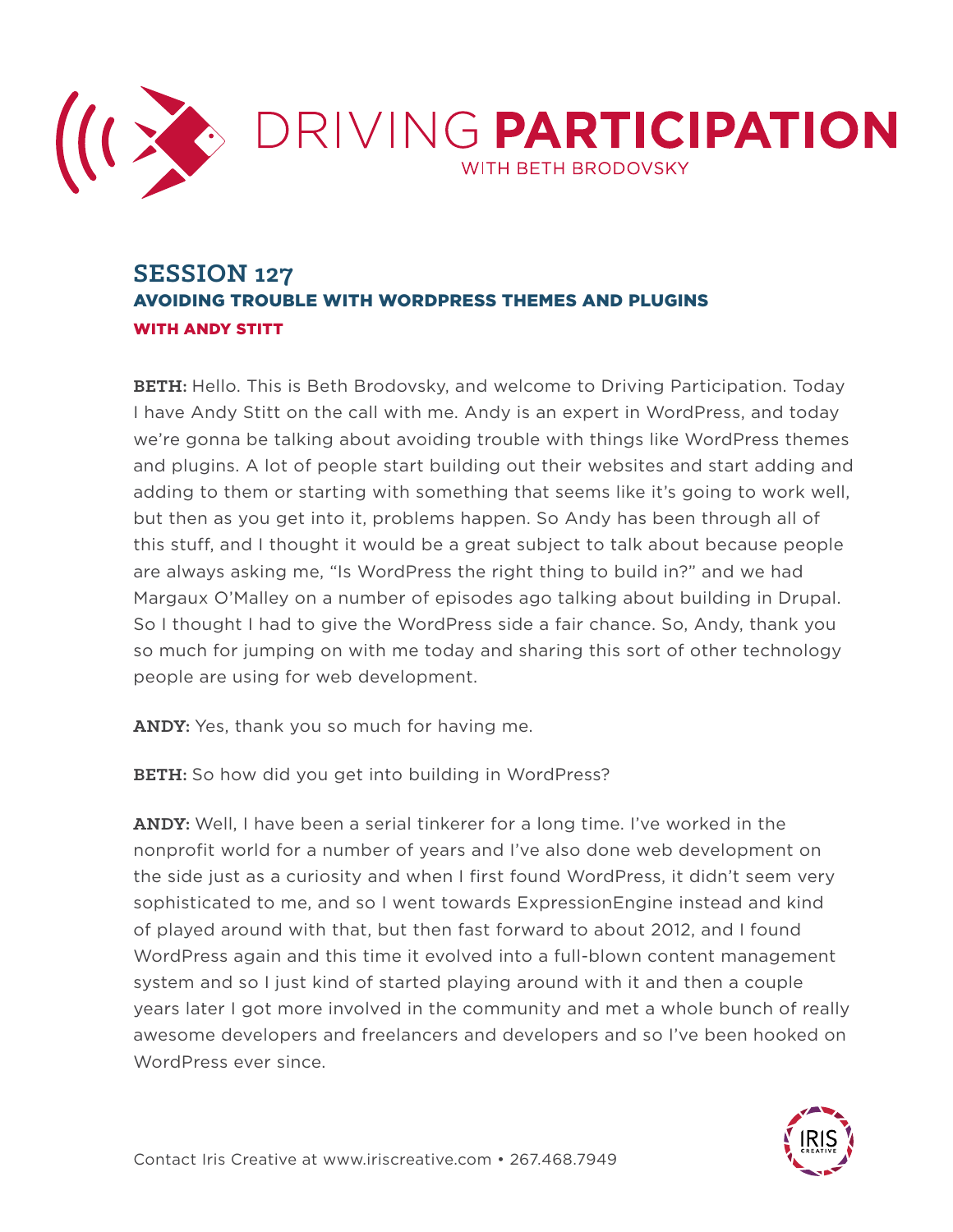# DRIVING PARTICIPATION

WITH BETH BRODOVSKY

## SESSION 127

### AVOIDING TROUBLE WITH WORDPRESS THEMES AND PLUGINS

**WITH ANDY STITT**

**BETH:** Hello. This is Beth Brodovsky, and welcome to Driving Participation. Today I have Andy Stitt on the call with me. Andy is an expert in WordPress, and today we're gonna be talking about avoiding trouble with things like WordPress themes and plugins. A lot of people start building out their websites and start adding and adding to them or starting with something that seems like it's going to work well, but then as you get into it, problems happen. So Andy has been through all of this stuff, and I thought it would be a great subject to talk about because people are always asking me, "Is WordPress the right thing to build in?" and we had Margaux O'Malley on a number of episodes ago talking about building in Drupal. So I thought I had to give the WordPress side a fair chance. So, Andy, thank you so much for jumping on with me today and sharing this sort of other technology people are using for web development.

**ANDY:** Yes, thank you so much for having me.

**BETH:** So how did you get into building in WordPress?

**ANDY:** Well, I have been a serial tinkerer for a long time. I've worked in the nonprofit world for a number of years and I've also done web development on the side just as a curiosity and when I first found WordPress, it didn't seem very sophisticated to me, and so I went towards ExpressionEngine instead and kind of played around with that, but then fast forward to about 2012, and I found WordPress again and this time it evolved into a full-blown content management system and so I just kind of started playing around with it and then a couple years later I got more involved in the community and met a whole bunch of really awesome developers and freelancers and developers and so I've been hooked on WordPress ever since.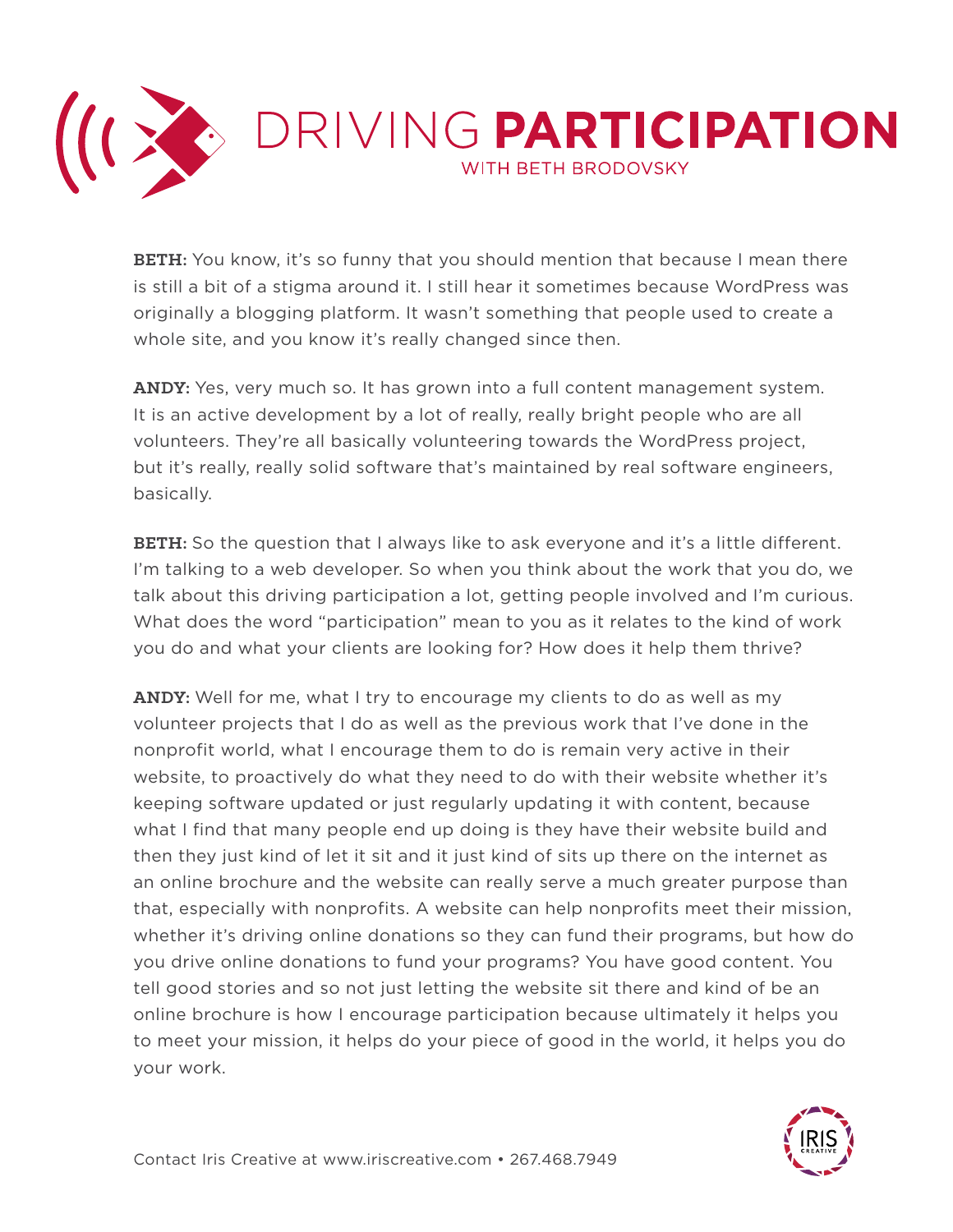**BETH:** You know, it's so funny that you should mention that because I mean there is still a bit of a stigma around it. I still hear it sometimes because WordPress was originally a blogging platform. It wasn't something that people used to create a whole site, and you know it's really changed since then.

**ANDY:** Yes, very much so. It has grown into a full content management system. It is an active development by a lot of really, really bright people who are all volunteers. They're all basically volunteering towards the WordPress project, but it's really, really solid software that's maintained by real software engineers, basically.

**BETH:** So the question that I always like to ask everyone and it's a little different. I'm talking to a web developer. So when you think about the work that you do, we talk about this driving participation a lot, getting people involved and I'm curious. What does the word "participation" mean to you as it relates to the kind of work you do and what your clients are looking for? How does it help them thrive?

**ANDY:** Well for me, what I try to encourage my clients to do as well as my volunteer projects that I do as well as the previous work that I've done in the nonprofit world, what I encourage them to do is remain very active in their website, to proactively do what they need to do with their website whether it's keeping software updated or just regularly updating it with content, because what I find that many people end up doing is they have their website build and then they just kind of let it sit and it just kind of sits up there on the internet as an online brochure and the website can really serve a much greater purpose than that, especially with nonprofits. A website can help nonprofits meet their mission, whether it's driving online donations so they can fund their programs, but how do you drive online donations to fund your programs? You have good content. You tell good stories and so not just letting the website sit there and kind of be an online brochure is how I encourage participation because ultimately it helps you to meet your mission, it helps do your piece of good in the world, it helps you do your work.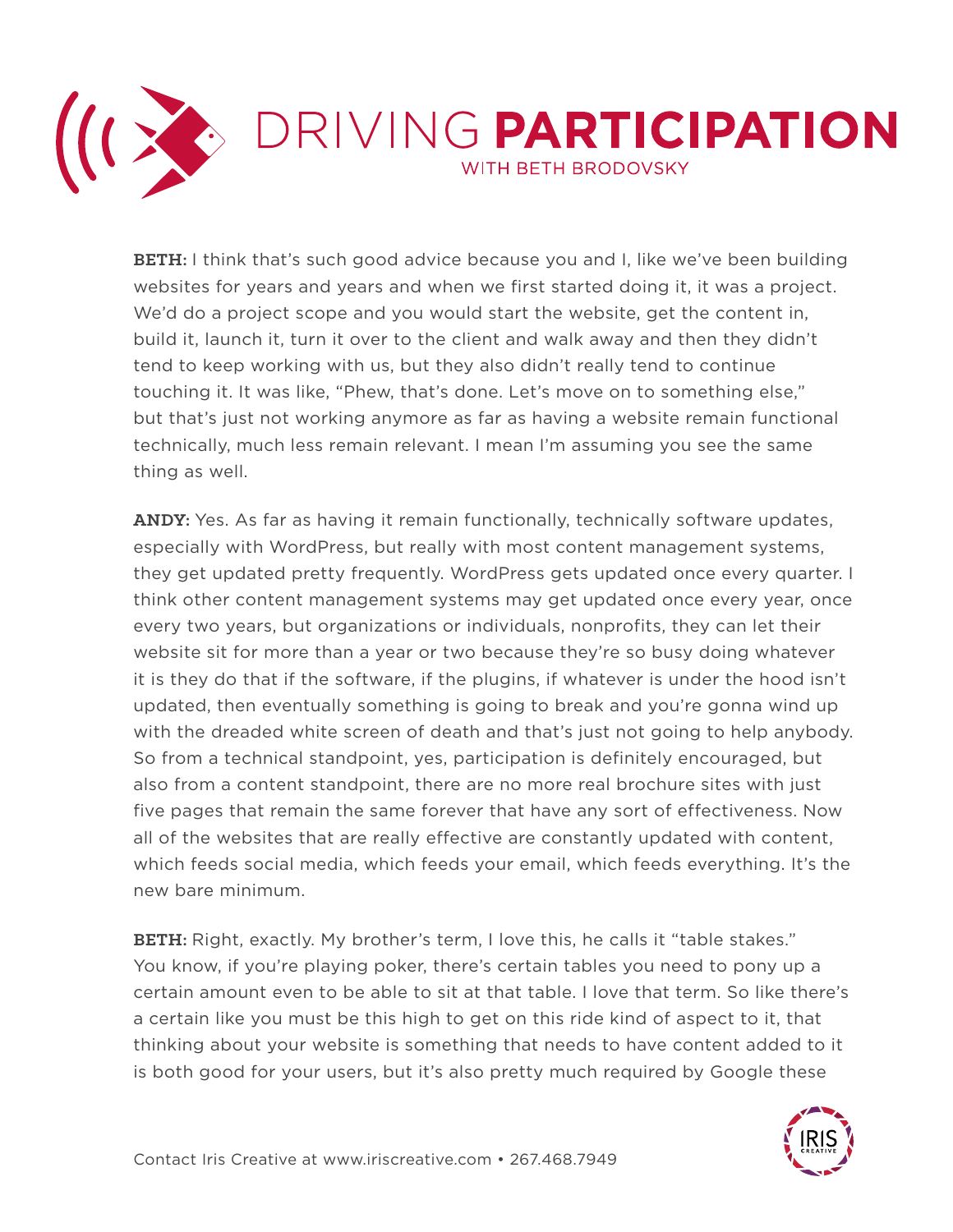**BETH:** I think that's such good advice because you and I, like we've been building websites for years and years and when we first started doing it, it was a project. We'd do a project scope and you would start the website, get the content in, build it, launch it, turn it over to the client and walk away and then they didn't tend to keep working with us, but they also didn't really tend to continue touching it. It was like, "Phew, that's done. Let's move on to something else," but that's just not working anymore as far as having a website remain functional technically, much less remain relevant. I mean I'm assuming you see the same thing as well.

**ANDY:** Yes. As far as having it remain functionally, technically software updates, especially with WordPress, but really with most content management systems, they get updated pretty frequently. WordPress gets updated once every quarter. I think other content management systems may get updated once every year, once every two years, but organizations or individuals, nonprofits, they can let their website sit for more than a year or two because they're so busy doing whatever it is they do that if the software, if the plugins, if whatever is under the hood isn't updated, then eventually something is going to break and you're gonna wind up with the dreaded white screen of death and that's just not going to help anybody. So from a technical standpoint, yes, participation is definitely encouraged, but also from a content standpoint, there are no more real brochure sites with just five pages that remain the same forever that have any sort of effectiveness. Now all of the websites that are really effective are constantly updated with content, which feeds social media, which feeds your email, which feeds everything. It's the new bare minimum.

**BETH:** Right, exactly. My brother's term, I love this, he calls it "table stakes." You know, if you're playing poker, there's certain tables you need to pony up a certain amount even to be able to sit at that table. I love that term. So like there's a certain like you must be this high to get on this ride kind of aspect to it, that thinking about your website is something that needs to have content added to it is both good for your users, but it's also pretty much required by Google these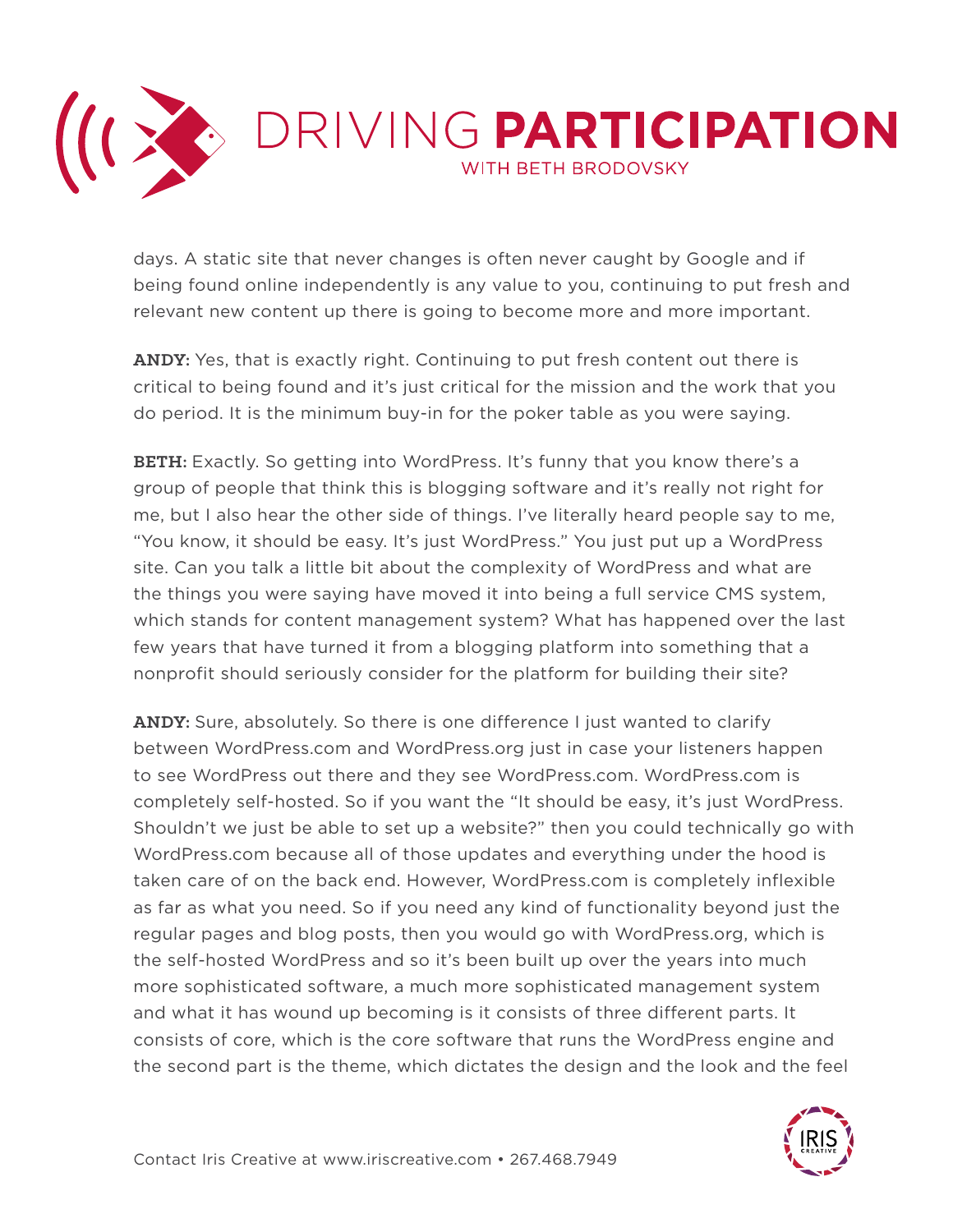days. A static site that never changes is often never caught by Google and if being found online independently is any value to you, continuing to put fresh and relevant new content up there is going to become more and more important.

**ANDY:** Yes, that is exactly right. Continuing to put fresh content out there is critical to being found and it's just critical for the mission and the work that you do period. It is the minimum buy-in for the poker table as you were saying.

**BETH:** Exactly. So getting into WordPress. It's funny that you know there's a group of people that think this is blogging software and it's really not right for me, but I also hear the other side of things. I've literally heard people say to me, "You know, it should be easy. It's just WordPress." You just put up a WordPress site. Can you talk a little bit about the complexity of WordPress and what are the things you were saying have moved it into being a full service CMS system, which stands for content management system? What has happened over the last few years that have turned it from a blogging platform into something that a nonprofit should seriously consider for the platform for building their site?

**ANDY:** Sure, absolutely. So there is one difference I just wanted to clarify between WordPress.com and WordPress.org just in case your listeners happen to see WordPress out there and they see WordPress.com. WordPress.com is completely self-hosted. So if you want the "It should be easy, it's just WordPress. Shouldn't we just be able to set up a website?" then you could technically go with WordPress.com because all of those updates and everything under the hood is taken care of on the back end. However, WordPress.com is completely inflexible as far as what you need. So if you need any kind of functionality beyond just the regular pages and blog posts, then you would go with WordPress.org, which is the self-hosted WordPress and so it's been built up over the years into much more sophisticated software, a much more sophisticated management system and what it has wound up becoming is it consists of three different parts. It consists of core, which is the core software that runs the WordPress engine and the second part is the theme, which dictates the design and the look and the feel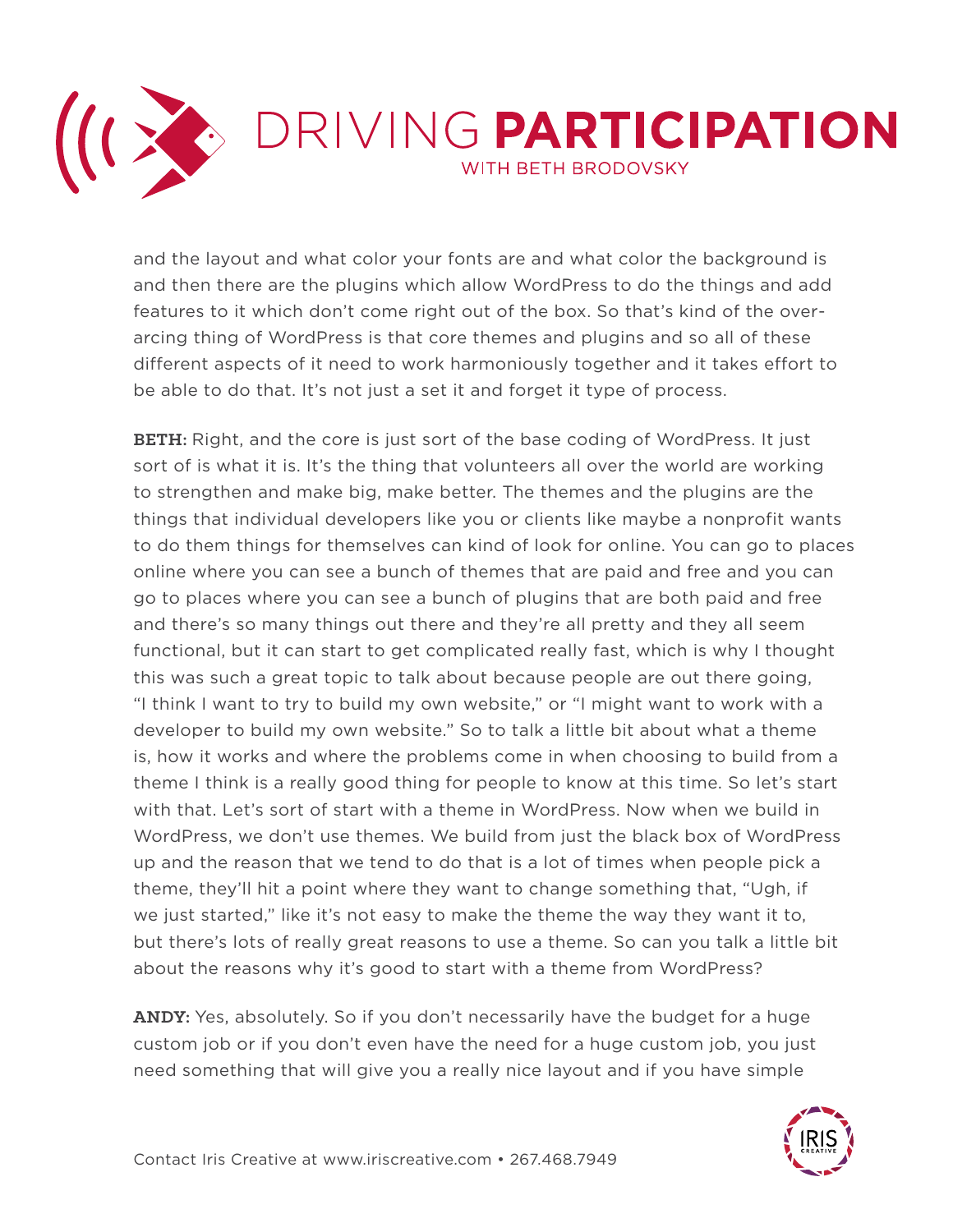and the layout and what color your fonts are and what color the background is and then there are the plugins which allow WordPress to do the things and add features to it which don't come right out of the box. So that's kind of the over-arcing thing of WordPress is that core themes and plugins and so all of these different aspects of it need to work harmoniously together and it takes effort to be able to do that. It's not just a set it and forget it type of process.

**BETH:** Right, and the core is just sort of the base coding of WordPress. It just sort of is what it is. It's the thing that volunteers all over the world are working to strengthen and make big, make better. The themes and the plugins are the things that individual developers like you or clients like maybe a nonprofit wants to do them things for themselves can kind of look for online. You can go to places online where you can see a bunch of themes that are paid and free and you can go to places where you can see a bunch of plugins that are both paid and free and there's so many things out there and they're all pretty and they all seem functional, but it can start to get complicated really fast, which is why I thought this was such a great topic to talk about because people are out there going, "I think I want to try to build my own website," or "I might want to work with a developer to build my own website." So to talk a little bit about what a theme is, how it works and where the problems come in when choosing to build from a theme I think is a really good thing for people to know at this time. So let's start with that. Let's sort of start with a theme in WordPress. Now when we build in WordPress, we don't use themes. We build from just the black box of WordPress up and the reason that we tend to do that is a lot of times when people pick a theme, they'll hit a point where they want to change something that, "Ugh, if we just started," like it's not easy to make the theme the way they want it to, but there's lots of really great reasons to use a theme. So can you talk a little bit about the reasons why it's good to start with a theme from WordPress?

**ANDY:** Yes, absolutely. So if you don't necessarily have the budget for a huge custom job or if you don't even have the need for a huge custom job, you just need something that will give you a really nice layout and if you have simple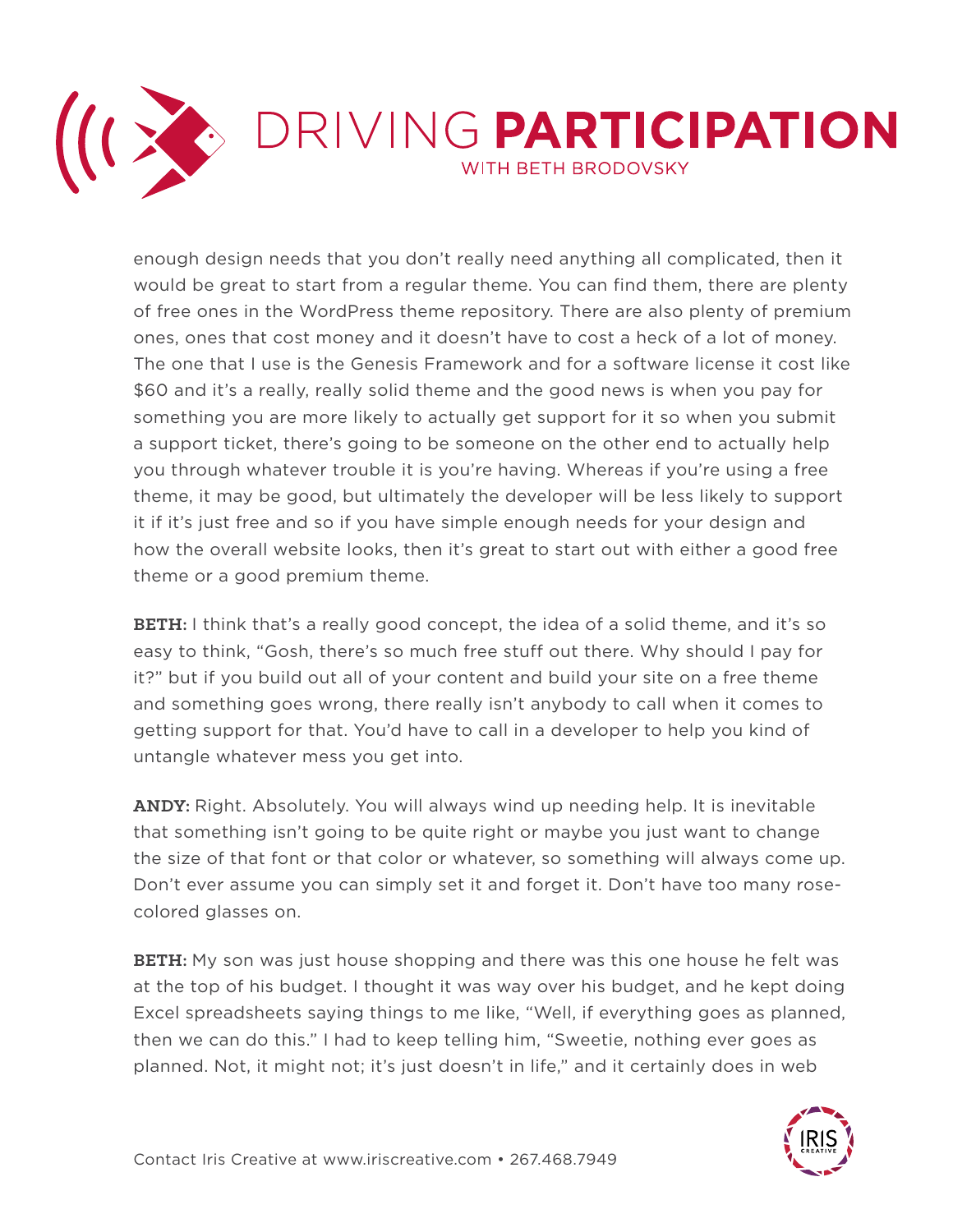enough design needs that you don't really need anything all complicated, then it would be great to start from a regular theme. You can find them, there are plenty of free ones in the WordPress theme repository. There are also plenty of premium ones, ones that cost money and it doesn't have to cost a heck of a lot of money. The one that I use is the Genesis Framework and for a software license it cost like $60 and it's a really, really solid theme and the good news is when you pay for something you are more likely to actually get support for it so when you submit a support ticket, there's going to be someone on the other end to actually help you through whatever trouble it is you're having. Whereas if you're using a free theme, it may be good, but ultimately the developer will be less likely to support it if it's just free and so if you have simple enough needs for your design and how the overall website looks, then it's great to start out with either a good free theme or a good premium theme.

**BETH:** I think that's a really good concept, the idea of a solid theme, and it's so easy to think, "Gosh, there's so much free stuff out there. Why should I pay for it?" but if you build out all of your content and build your site on a free theme and something goes wrong, there really isn't anybody to call when it comes to getting support for that. You'd have to call in a developer to help you kind of untangle whatever mess you get into.

**ANDY:** Right. Absolutely. You will always wind up needing help. It is inevitable that something isn't going to be quite right or maybe you just want to change the size of that font or that color or whatever, so something will always come up. Don't ever assume you can simply set it and forget it. Don't have too many rose-colored glasses on.

**BETH:** My son was just house shopping and there was this one house he felt was at the top of his budget. I thought it was way over his budget, and he kept doing Excel spreadsheets saying things to me like, "Well, if everything goes as planned, then we can do this." I had to keep telling him, "Sweetie, nothing ever goes as planned. Not, it might not; it's just doesn't in life," and it certainly does in web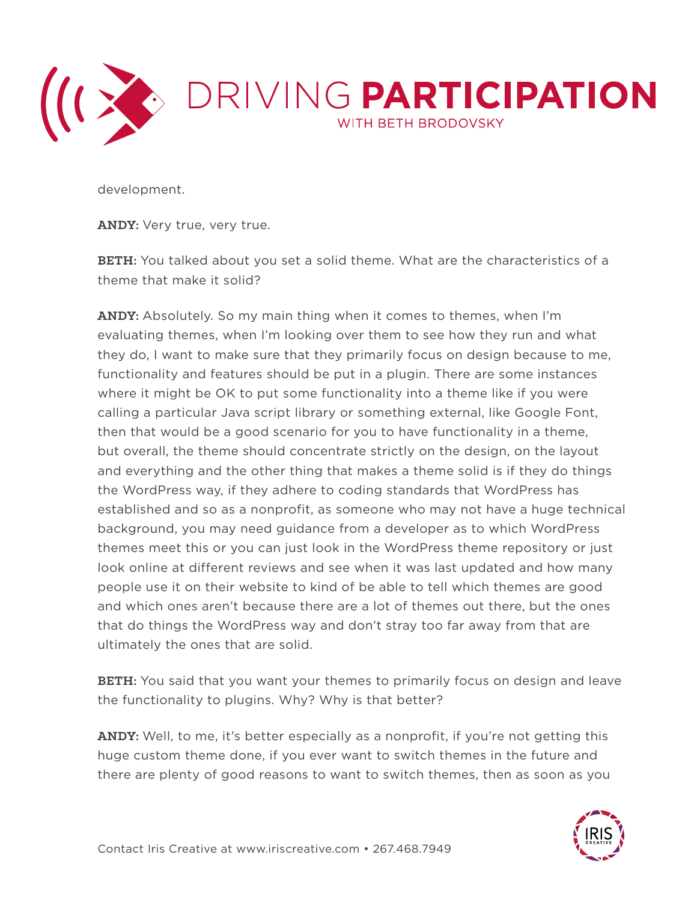development.

**ANDY:** Very true, very true.

**BETH:** You talked about you set a solid theme. What are the characteristics of a theme that make it solid?

**ANDY:** Absolutely. So my main thing when it comes to themes, when I'm evaluating themes, when I'm looking over them to see how they run and what they do, I want to make sure that they primarily focus on design because to me, functionality and features should be put in a plugin. There are some instances where it might be OK to put some functionality into a theme like if you were calling a particular Java script library or something external, like Google Font, then that would be a good scenario for you to have functionality in a theme, but overall, the theme should concentrate strictly on the design, on the layout and everything and the other thing that makes a theme solid is if they do things the WordPress way, if they adhere to coding standards that WordPress has established and so as a nonprofit, as someone who may not have a huge technical background, you may need guidance from a developer as to which WordPress themes meet this or you can just look in the WordPress theme repository or just look online at different reviews and see when it was last updated and how many people use it on their website to kind of be able to tell which themes are good and which ones aren't because there are a lot of themes out there, but the ones that do things the WordPress way and don't stray too far away from that are ultimately the ones that are solid.

**BETH:** You said that you want your themes to primarily focus on design and leave the functionality to plugins. Why? Why is that better?

**ANDY:** Well, to me, it's better especially as a nonprofit, if you're not getting this huge custom theme done, if you ever want to switch themes in the future and there are plenty of good reasons to want to switch themes, then as soon as you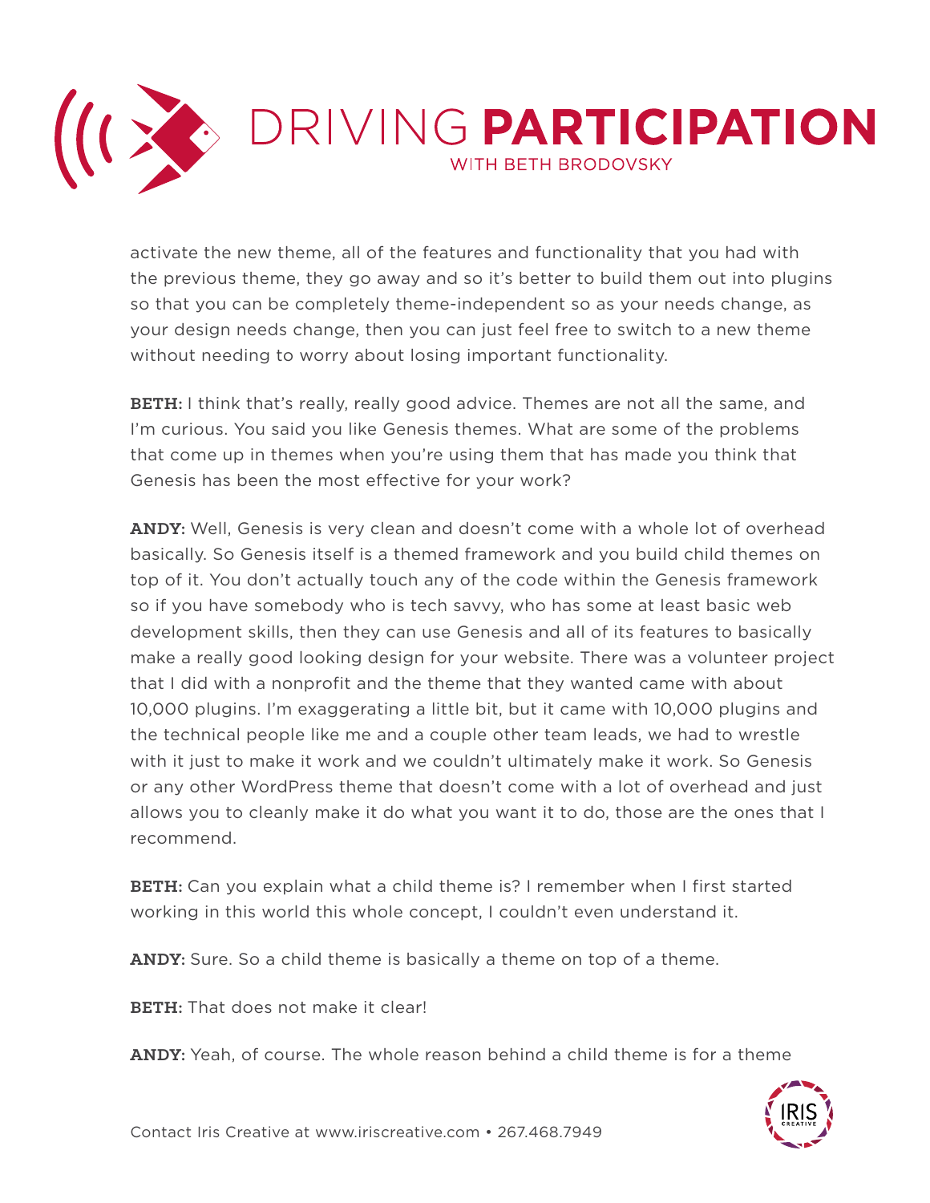activate the new theme, all of the features and functionality that you had with the previous theme, they go away and so it's better to build them out into plugins so that you can be completely theme-independent so as your needs change, as your design needs change, then you can just feel free to switch to a new theme without needing to worry about losing important functionality.

**BETH:** I think that's really, really good advice. Themes are not all the same, and I'm curious. You said you like Genesis themes. What are some of the problems that come up in themes when you're using them that has made you think that Genesis has been the most effective for your work?

**ANDY:** Well, Genesis is very clean and doesn't come with a whole lot of overhead basically. So Genesis itself is a themed framework and you build child themes on top of it. You don't actually touch any of the code within the Genesis framework so if you have somebody who is tech savvy, who has some at least basic web development skills, then they can use Genesis and all of its features to basically make a really good looking design for your website. There was a volunteer project that I did with a nonprofit and the theme that they wanted came with about 10,000 plugins. I'm exaggerating a little bit, but it came with 10,000 plugins and the technical people like me and a couple other team leads, we had to wrestle with it just to make it work and we couldn't ultimately make it work. So Genesis or any other WordPress theme that doesn't come with a lot of overhead and just allows you to cleanly make it do what you want it to do, those are the ones that I recommend.

**BETH:** Can you explain what a child theme is? I remember when I first started working in this world this whole concept, I couldn't even understand it.

**ANDY:** Sure. So a child theme is basically a theme on top of a theme.

**BETH:** That does not make it clear!

**ANDY:** Yeah, of course. The whole reason behind a child theme is for a theme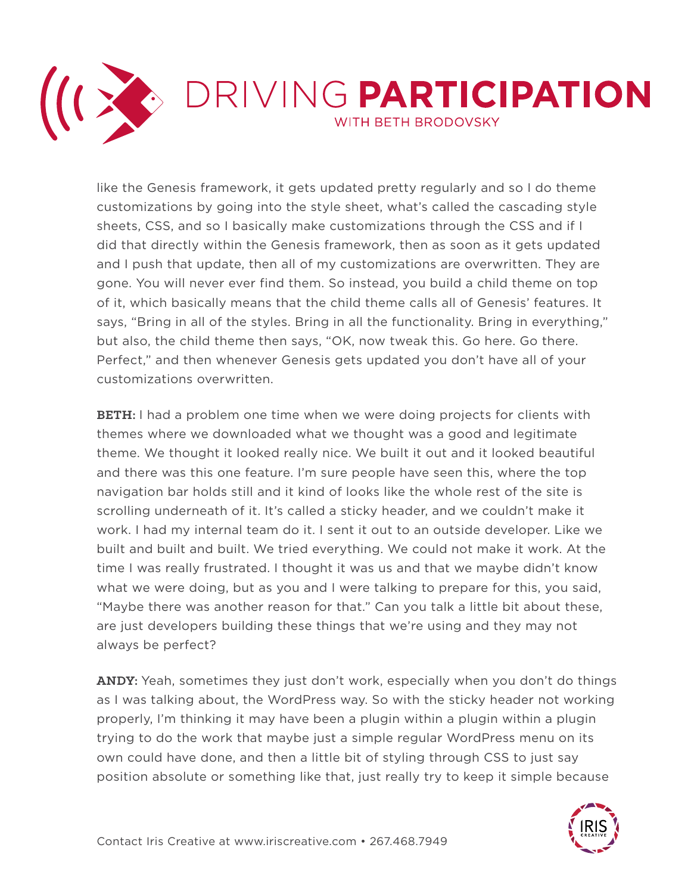like the Genesis framework, it gets updated pretty regularly and so I do theme customizations by going into the style sheet, what's called the cascading style sheets, CSS, and so I basically make customizations through the CSS and if I did that directly within the Genesis framework, then as soon as it gets updated and I push that update, then all of my customizations are overwritten. They are gone. You will never ever find them. So instead, you build a child theme on top of it, which basically means that the child theme calls all of Genesis' features. It says, "Bring in all of the styles. Bring in all the functionality. Bring in everything," but also, the child theme then says, "OK, now tweak this. Go here. Go there. Perfect," and then whenever Genesis gets updated you don't have all of your customizations overwritten.

**BETH:** I had a problem one time when we were doing projects for clients with themes where we downloaded what we thought was a good and legitimate theme. We thought it looked really nice. We built it out and it looked beautiful and there was this one feature. I'm sure people have seen this, where the top navigation bar holds still and it kind of looks like the whole rest of the site is scrolling underneath of it. It's called a sticky header, and we couldn't make it work. I had my internal team do it. I sent it out to an outside developer. Like we built and built and built. We tried everything. We could not make it work. At the time I was really frustrated. I thought it was us and that we maybe didn't know what we were doing, but as you and I were talking to prepare for this, you said, "Maybe there was another reason for that." Can you talk a little bit about these, are just developers building these things that we're using and they may not always be perfect?

**ANDY:** Yeah, sometimes they just don't work, especially when you don't do things as I was talking about, the WordPress way. So with the sticky header not working properly, I'm thinking it may have been a plugin within a plugin within a plugin trying to do the work that maybe just a simple regular WordPress menu on its own could have done, and then a little bit of styling through CSS to just say position absolute or something like that, just really try to keep it simple because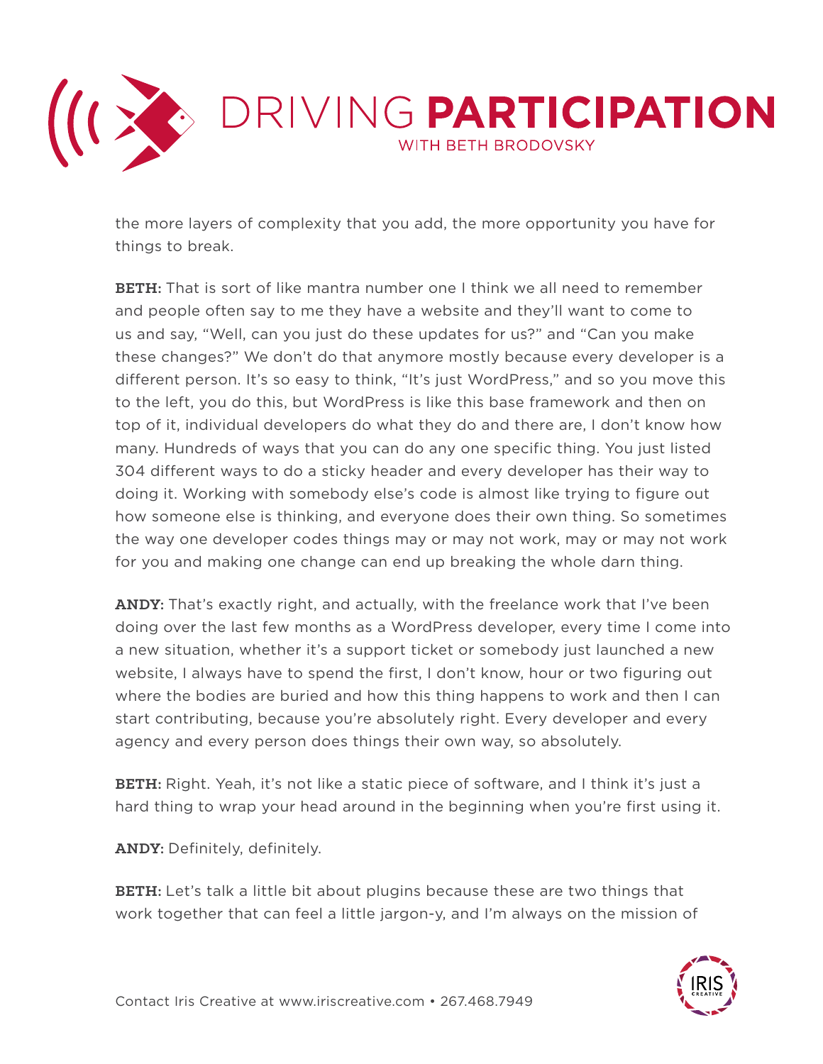the more layers of complexity that you add, the more opportunity you have for things to break.

**BETH:** That is sort of like mantra number one I think we all need to remember and people often say to me they have a website and they'll want to come to us and say, "Well, can you just do these updates for us?" and "Can you make these changes?" We don't do that anymore mostly because every developer is a different person. It's so easy to think, "It's just WordPress," and so you move this to the left, you do this, but WordPress is like this base framework and then on top of it, individual developers do what they do and there are, I don't know how many. Hundreds of ways that you can do any one specific thing. You just listed 304 different ways to do a sticky header and every developer has their way to doing it. Working with somebody else's code is almost like trying to figure out how someone else is thinking, and everyone does their own thing. So sometimes the way one developer codes things may or may not work, may or may not work for you and making one change can end up breaking the whole darn thing.

**ANDY:** That's exactly right, and actually, with the freelance work that I've been doing over the last few months as a WordPress developer, every time I come into a new situation, whether it's a support ticket or somebody just launched a new website, I always have to spend the first, I don't know, hour or two figuring out where the bodies are buried and how this thing happens to work and then I can start contributing, because you're absolutely right. Every developer and every agency and every person does things their own way, so absolutely.

**BETH:** Right. Yeah, it's not like a static piece of software, and I think it's just a hard thing to wrap your head around in the beginning when you're first using it.

**ANDY:** Definitely, definitely.

**BETH:** Let's talk a little bit about plugins because these are two things that work together that can feel a little jargon-y, and I'm always on the mission of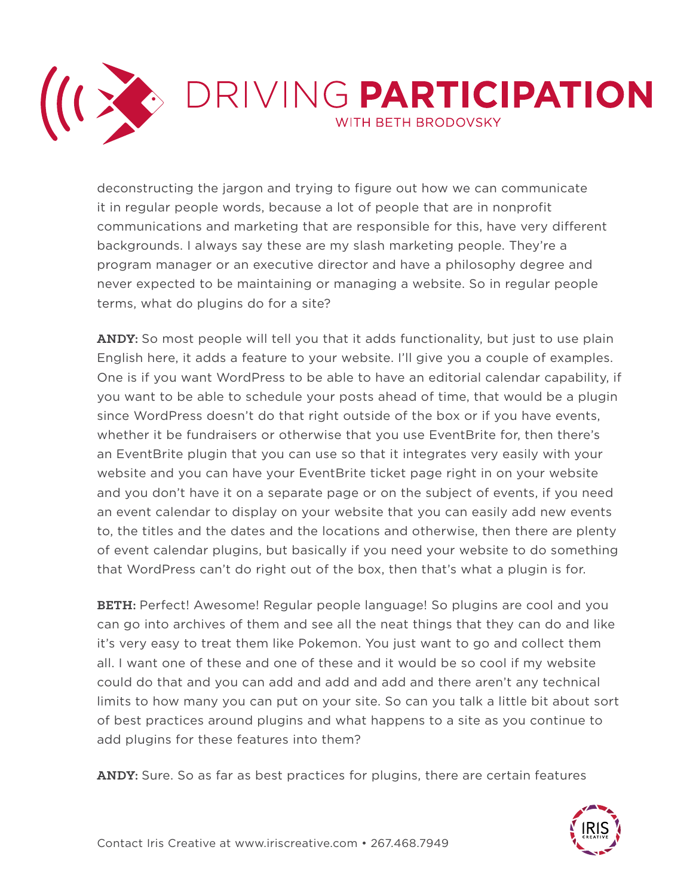deconstructing the jargon and trying to figure out how we can communicate it in regular people words, because a lot of people that are in nonprofit communications and marketing that are responsible for this, have very different backgrounds. I always say these are my slash marketing people. They're a program manager or an executive director and have a philosophy degree and never expected to be maintaining or managing a website. So in regular people terms, what do plugins do for a site?

**ANDY:** So most people will tell you that it adds functionality, but just to use plain English here, it adds a feature to your website. I'll give you a couple of examples. One is if you want WordPress to be able to have an editorial calendar capability, if you want to be able to schedule your posts ahead of time, that would be a plugin since WordPress doesn't do that right outside of the box or if you have events, whether it be fundraisers or otherwise that you use EventBrite for, then there's an EventBrite plugin that you can use so that it integrates very easily with your website and you can have your EventBrite ticket page right in on your website and you don't have it on a separate page or on the subject of events, if you need an event calendar to display on your website that you can easily add new events to, the titles and the dates and the locations and otherwise, then there are plenty of event calendar plugins, but basically if you need your website to do something that WordPress can't do right out of the box, then that's what a plugin is for.

**BETH:** Perfect! Awesome! Regular people language! So plugins are cool and you can go into archives of them and see all the neat things that they can do and like it's very easy to treat them like Pokemon. You just want to go and collect them all. I want one of these and one of these and it would be so cool if my website could do that and you can add and add and add and there aren't any technical limits to how many you can put on your site. So can you talk a little bit about sort of best practices around plugins and what happens to a site as you continue to add plugins for these features into them?

**ANDY:** Sure. So as far as best practices for plugins, there are certain features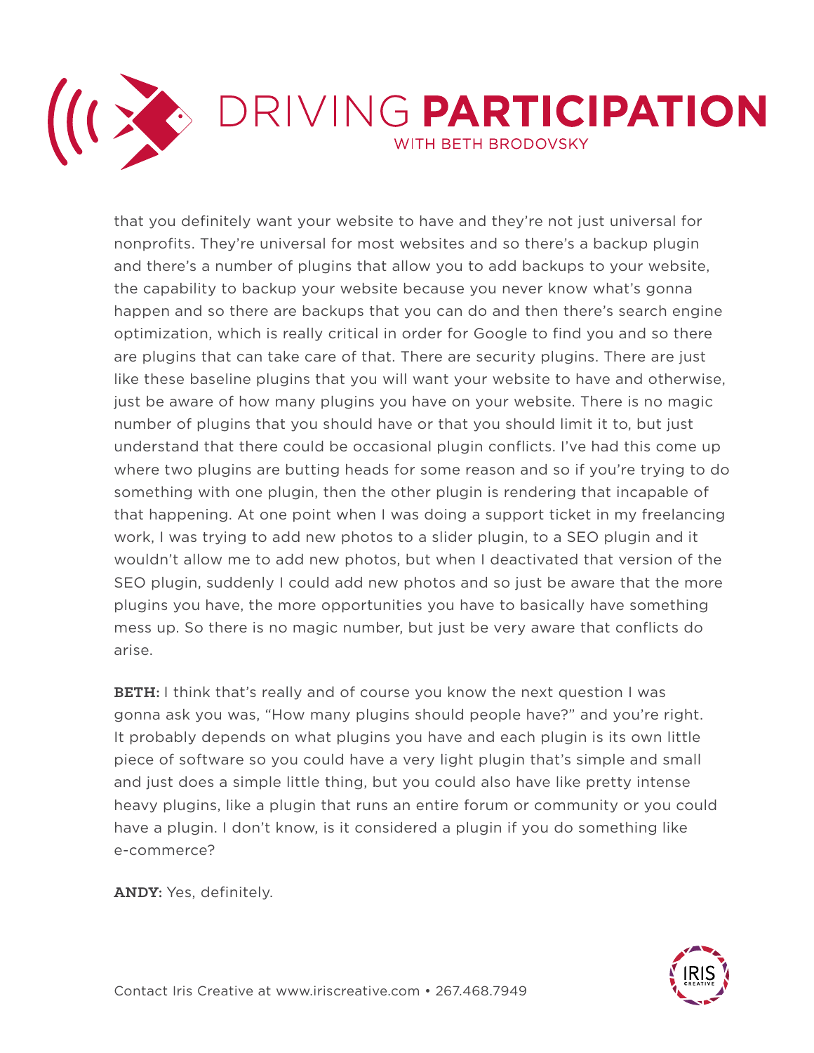that you definitely want your website to have and they're not just universal for nonprofits. They're universal for most websites and so there's a backup plugin and there's a number of plugins that allow you to add backups to your website, the capability to backup your website because you never know what's gonna happen and so there are backups that you can do and then there's search engine optimization, which is really critical in order for Google to find you and so there are plugins that can take care of that. There are security plugins. There are just like these baseline plugins that you will want your website to have and otherwise, just be aware of how many plugins you have on your website. There is no magic number of plugins that you should have or that you should limit it to, but just understand that there could be occasional plugin conflicts. I've had this come up where two plugins are butting heads for some reason and so if you're trying to do something with one plugin, then the other plugin is rendering that incapable of that happening. At one point when I was doing a support ticket in my freelancing work, I was trying to add new photos to a slider plugin, to a SEO plugin and it wouldn't allow me to add new photos, but when I deactivated that version of the SEO plugin, suddenly I could add new photos and so just be aware that the more plugins you have, the more opportunities you have to basically have something mess up. So there is no magic number, but just be very aware that conflicts do arise.

**BETH:** I think that's really and of course you know the next question I was gonna ask you was, "How many plugins should people have?" and you're right. It probably depends on what plugins you have and each plugin is its own little piece of software so you could have a very light plugin that's simple and small and just does a simple little thing, but you could also have like pretty intense heavy plugins, like a plugin that runs an entire forum or community or you could have a plugin. I don't know, is it considered a plugin if you do something like e-commerce?

**ANDY:** Yes, definitely.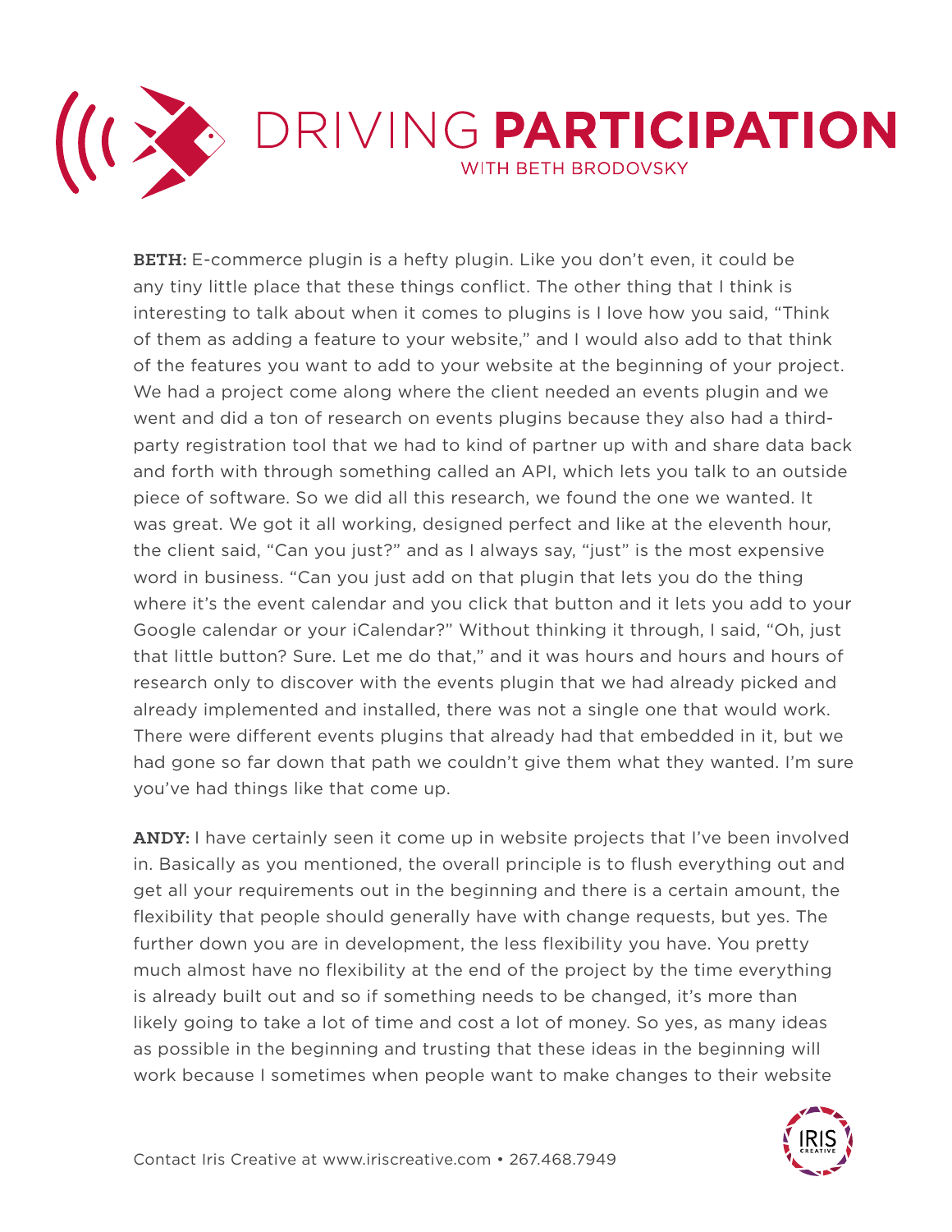**BETH:** E-commerce plugin is a hefty plugin. Like you don't even, it could be any tiny little place that these things conflict. The other thing that I think is interesting to talk about when it comes to plugins is I love how you said, "Think of them as adding a feature to your website," and I would also add to that think of the features you want to add to your website at the beginning of your project. We had a project come along where the client needed an events plugin and we went and did a ton of research on events plugins because they also had a third-party registration tool that we had to kind of partner up with and share data back and forth with through something called an API, which lets you talk to an outside piece of software. So we did all this research, we found the one we wanted. It was great. We got it all working, designed perfect and like at the eleventh hour, the client said, "Can you just?" and as I always say, "just" is the most expensive word in business. "Can you just add on that plugin that lets you do the thing where it's the event calendar and you click that button and it lets you add to your Google calendar or your iCalendar?" Without thinking it through, I said, "Oh, just that little button? Sure. Let me do that," and it was hours and hours and hours of research only to discover with the events plugin that we had already picked and already implemented and installed, there was not a single one that would work. There were different events plugins that already had that embedded in it, but we had gone so far down that path we couldn't give them what they wanted. I'm sure you've had things like that come up.

**ANDY:** I have certainly seen it come up in website projects that I've been involved in. Basically as you mentioned, the overall principle is to flush everything out and get all your requirements out in the beginning and there is a certain amount, the flexibility that people should generally have with change requests, but yes. The further down you are in development, the less flexibility you have. You pretty much almost have no flexibility at the end of the project by the time everything is already built out and so if something needs to be changed, it's more than likely going to take a lot of time and cost a lot of money. So yes, as many ideas as possible in the beginning and trusting that these ideas in the beginning will work because I sometimes when people want to make changes to their website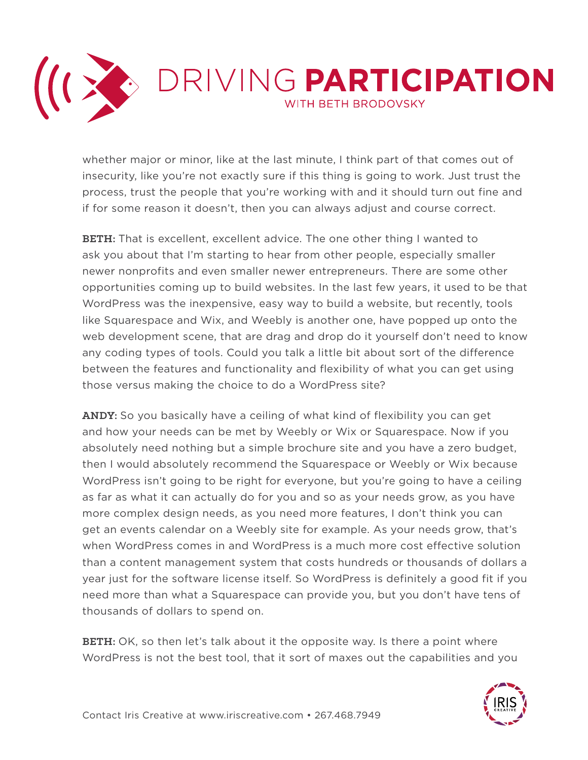whether major or minor, like at the last minute, I think part of that comes out of insecurity, like you're not exactly sure if this thing is going to work. Just trust the process, trust the people that you're working with and it should turn out fine and if for some reason it doesn't, then you can always adjust and course correct.

**BETH:** That is excellent, excellent advice. The one other thing I wanted to ask you about that I'm starting to hear from other people, especially smaller newer nonprofits and even smaller newer entrepreneurs. There are some other opportunities coming up to build websites. In the last few years, it used to be that WordPress was the inexpensive, easy way to build a website, but recently, tools like Squarespace and Wix, and Weebly is another one, have popped up onto the web development scene, that are drag and drop do it yourself don't need to know any coding types of tools. Could you talk a little bit about sort of the difference between the features and functionality and flexibility of what you can get using those versus making the choice to do a WordPress site?

**ANDY:** So you basically have a ceiling of what kind of flexibility you can get and how your needs can be met by Weebly or Wix or Squarespace. Now if you absolutely need nothing but a simple brochure site and you have a zero budget, then I would absolutely recommend the Squarespace or Weebly or Wix because WordPress isn't going to be right for everyone, but you're going to have a ceiling as far as what it can actually do for you and so as your needs grow, as you have more complex design needs, as you need more features, I don't think you can get an events calendar on a Weebly site for example. As your needs grow, that's when WordPress comes in and WordPress is a much more cost effective solution than a content management system that costs hundreds or thousands of dollars a year just for the software license itself. So WordPress is definitely a good fit if you need more than what a Squarespace can provide you, but you don't have tens of thousands of dollars to spend on.

**BETH:** OK, so then let's talk about it the opposite way. Is there a point where WordPress is not the best tool, that it sort of maxes out the capabilities and you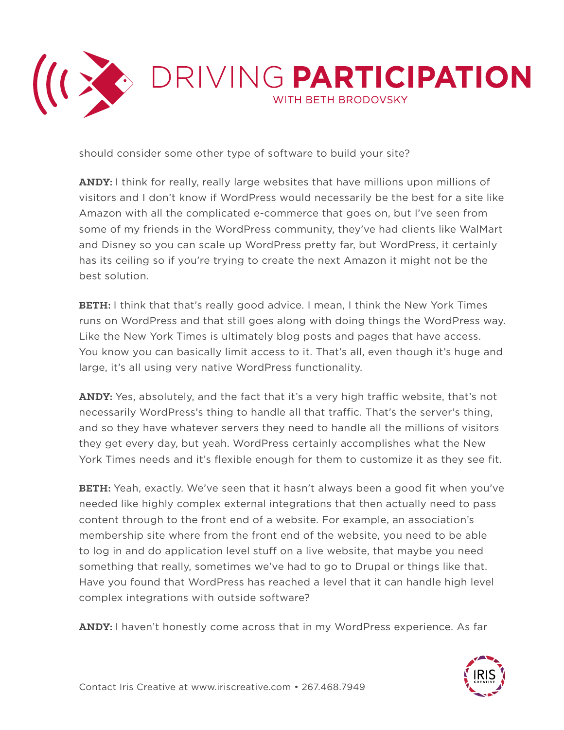should consider some other type of software to build your site?

**ANDY:** I think for really, really large websites that have millions upon millions of visitors and I don't know if WordPress would necessarily be the best for a site like Amazon with all the complicated e-commerce that goes on, but I've seen from some of my friends in the WordPress community, they've had clients like WalMart and Disney so you can scale up WordPress pretty far, but WordPress, it certainly has its ceiling so if you're trying to create the next Amazon it might not be the best solution.

**BETH:** I think that that's really good advice. I mean, I think the New York Times runs on WordPress and that still goes along with doing things the WordPress way. Like the New York Times is ultimately blog posts and pages that have access. You know you can basically limit access to it. That's all, even though it's huge and large, it's all using very native WordPress functionality.

**ANDY:** Yes, absolutely, and the fact that it's a very high traffic website, that's not necessarily WordPress's thing to handle all that traffic. That's the server's thing, and so they have whatever servers they need to handle all the millions of visitors they get every day, but yeah. WordPress certainly accomplishes what the New York Times needs and it's flexible enough for them to customize it as they see fit.

**BETH:** Yeah, exactly. We've seen that it hasn't always been a good fit when you've needed like highly complex external integrations that then actually need to pass content through to the front end of a website. For example, an association's membership site where from the front end of the website, you need to be able to log in and do application level stuff on a live website, that maybe you need something that really, sometimes we've had to go to Drupal or things like that. Have you found that WordPress has reached a level that it can handle high level complex integrations with outside software?

**ANDY:** I haven't honestly come across that in my WordPress experience. As far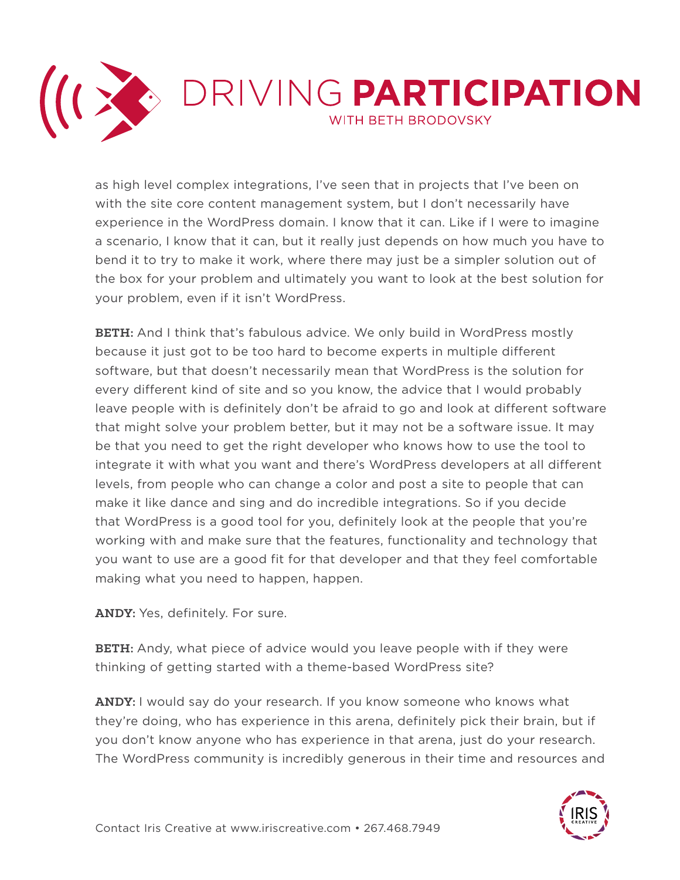as high level complex integrations, I've seen that in projects that I've been on with the site core content management system, but I don't necessarily have experience in the WordPress domain. I know that it can. Like if I were to imagine a scenario, I know that it can, but it really just depends on how much you have to bend it to try to make it work, where there may just be a simpler solution out of the box for your problem and ultimately you want to look at the best solution for your problem, even if it isn't WordPress.

**BETH:** And I think that's fabulous advice. We only build in WordPress mostly because it just got to be too hard to become experts in multiple different software, but that doesn't necessarily mean that WordPress is the solution for every different kind of site and so you know, the advice that I would probably leave people with is definitely don't be afraid to go and look at different software that might solve your problem better, but it may not be a software issue. It may be that you need to get the right developer who knows how to use the tool to integrate it with what you want and there's WordPress developers at all different levels, from people who can change a color and post a site to people that can make it like dance and sing and do incredible integrations. So if you decide that WordPress is a good tool for you, definitely look at the people that you're working with and make sure that the features, functionality and technology that you want to use are a good fit for that developer and that they feel comfortable making what you need to happen, happen.

**ANDY:** Yes, definitely. For sure.

**BETH:** Andy, what piece of advice would you leave people with if they were thinking of getting started with a theme-based WordPress site?

**ANDY:** I would say do your research. If you know someone who knows what they're doing, who has experience in this arena, definitely pick their brain, but if you don't know anyone who has experience in that arena, just do your research. The WordPress community is incredibly generous in their time and resources and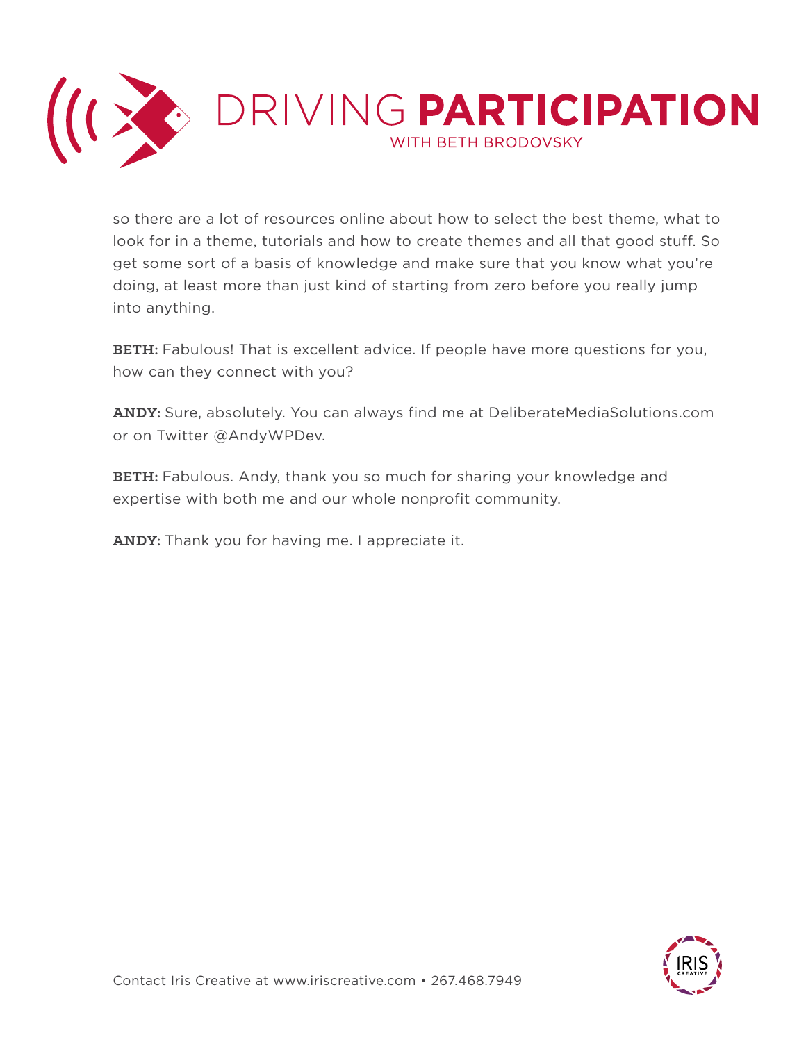so there are a lot of resources online about how to select the best theme, what to look for in a theme, tutorials and how to create themes and all that good stuff. So get some sort of a basis of knowledge and make sure that you know what you're doing, at least more than just kind of starting from zero before you really jump into anything.

**BETH:** Fabulous! That is excellent advice. If people have more questions for you, how can they connect with you?

**ANDY:** Sure, absolutely. You can always find me at DeliberateMediaSolutions.com or on Twitter @AndyWPDev.

**BETH:** Fabulous. Andy, thank you so much for sharing your knowledge and expertise with both me and our whole nonprofit community.

**ANDY:** Thank you for having me. I appreciate it.